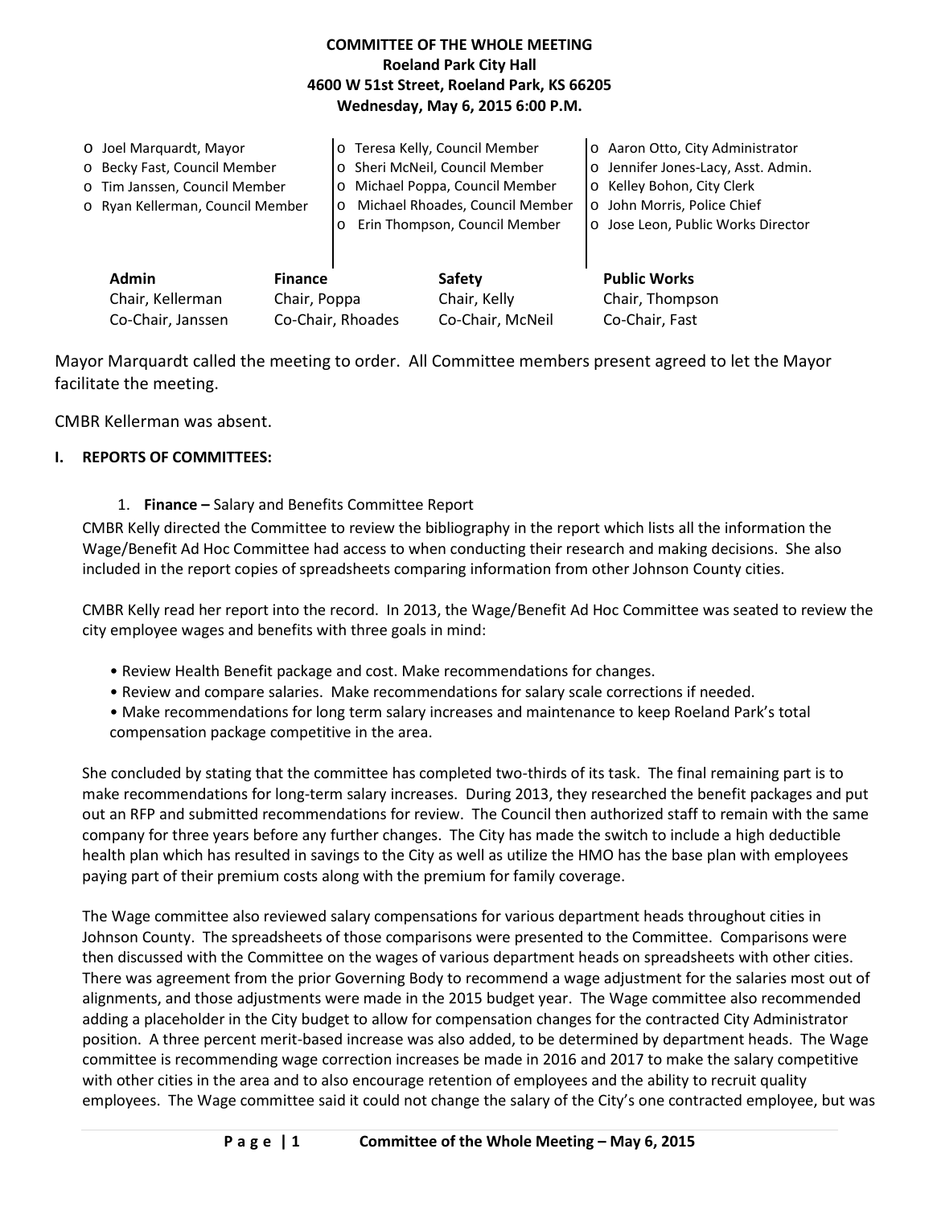**COMMITTEE OF THE WHOLE MEETING**
**Roeland Park City Hall**
**4600 W 51st Street, Roeland Park, KS 66205**
**Wednesday, May 6, 2015 6:00 P.M.**

- o Joel Marquardt, Mayor
- o Becky Fast, Council Member
- o Tim Janssen, Council Member
- o Ryan Kellerman, Council Member
- o Teresa Kelly, Council Member
- o Sheri McNeil, Council Member
- o Michael Poppa, Council Member
- o Michael Rhoades, Council Member
- o Erin Thompson, Council Member
- o Aaron Otto, City Administrator
- o Jennifer Jones-Lacy, Asst. Admin.
- o Kelley Bohon, City Clerk
- o John Morris, Police Chief
- o Jose Leon, Public Works Director

| Admin | Finance | Safety | Public Works |
|---|---|---|---|
| Chair, Kellerman | Chair, Poppa | Chair, Kelly | Chair, Thompson |
| Co-Chair, Janssen | Co-Chair, Rhoades | Co-Chair, McNeil | Co-Chair, Fast |

Mayor Marquardt called the meeting to order. All Committee members present agreed to let the Mayor facilitate the meeting.

CMBR Kellerman was absent.

## I. REPORTS OF COMMITTEES:

1. **Finance –** Salary and Benefits Committee Report

CMBR Kelly directed the Committee to review the bibliography in the report which lists all the information the Wage/Benefit Ad Hoc Committee had access to when conducting their research and making decisions. She also included in the report copies of spreadsheets comparing information from other Johnson County cities.

CMBR Kelly read her report into the record. In 2013, the Wage/Benefit Ad Hoc Committee was seated to review the city employee wages and benefits with three goals in mind:

- Review Health Benefit package and cost. Make recommendations for changes.
- Review and compare salaries. Make recommendations for salary scale corrections if needed.
- Make recommendations for long term salary increases and maintenance to keep Roeland Park's total compensation package competitive in the area.

She concluded by stating that the committee has completed two-thirds of its task. The final remaining part is to make recommendations for long-term salary increases. During 2013, they researched the benefit packages and put out an RFP and submitted recommendations for review. The Council then authorized staff to remain with the same company for three years before any further changes. The City has made the switch to include a high deductible health plan which has resulted in savings to the City as well as utilize the HMO has the base plan with employees paying part of their premium costs along with the premium for family coverage.

The Wage committee also reviewed salary compensations for various department heads throughout cities in Johnson County. The spreadsheets of those comparisons were presented to the Committee. Comparisons were then discussed with the Committee on the wages of various department heads on spreadsheets with other cities. There was agreement from the prior Governing Body to recommend a wage adjustment for the salaries most out of alignments, and those adjustments were made in the 2015 budget year. The Wage committee also recommended adding a placeholder in the City budget to allow for compensation changes for the contracted City Administrator position. A three percent merit-based increase was also added, to be determined by department heads. The Wage committee is recommending wage correction increases be made in 2016 and 2017 to make the salary competitive with other cities in the area and to also encourage retention of employees and the ability to recruit quality employees. The Wage committee said it could not change the salary of the City's one contracted employee, but was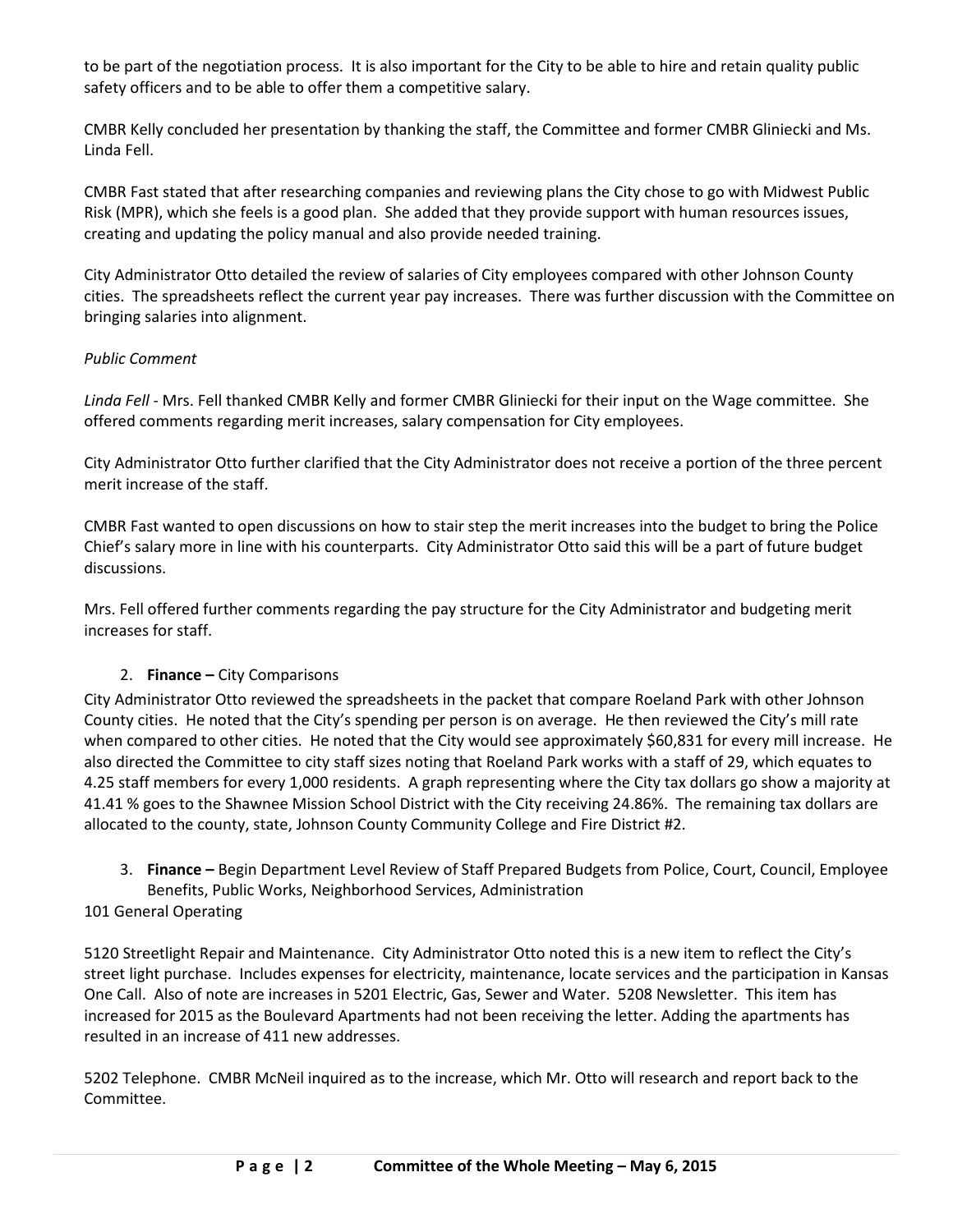to be part of the negotiation process. It is also important for the City to be able to hire and retain quality public safety officers and to be able to offer them a competitive salary.

CMBR Kelly concluded her presentation by thanking the staff, the Committee and former CMBR Gliniecki and Ms. Linda Fell.

CMBR Fast stated that after researching companies and reviewing plans the City chose to go with Midwest Public Risk (MPR), which she feels is a good plan. She added that they provide support with human resources issues, creating and updating the policy manual and also provide needed training.

City Administrator Otto detailed the review of salaries of City employees compared with other Johnson County cities. The spreadsheets reflect the current year pay increases. There was further discussion with the Committee on bringing salaries into alignment.

*Public Comment*

*Linda Fell* - Mrs. Fell thanked CMBR Kelly and former CMBR Gliniecki for their input on the Wage committee. She offered comments regarding merit increases, salary compensation for City employees.

City Administrator Otto further clarified that the City Administrator does not receive a portion of the three percent merit increase of the staff.

CMBR Fast wanted to open discussions on how to stair step the merit increases into the budget to bring the Police Chief's salary more in line with his counterparts. City Administrator Otto said this will be a part of future budget discussions.

Mrs. Fell offered further comments regarding the pay structure for the City Administrator and budgeting merit increases for staff.

2. **Finance –** City Comparisons

City Administrator Otto reviewed the spreadsheets in the packet that compare Roeland Park with other Johnson County cities. He noted that the City's spending per person is on average. He then reviewed the City's mill rate when compared to other cities. He noted that the City would see approximately $60,831 for every mill increase. He also directed the Committee to city staff sizes noting that Roeland Park works with a staff of 29, which equates to 4.25 staff members for every 1,000 residents. A graph representing where the City tax dollars go show a majority at 41.41 % goes to the Shawnee Mission School District with the City receiving 24.86%. The remaining tax dollars are allocated to the county, state, Johnson County Community College and Fire District #2.

3. **Finance –** Begin Department Level Review of Staff Prepared Budgets from Police, Court, Council, Employee Benefits, Public Works, Neighborhood Services, Administration

101 General Operating

5120 Streetlight Repair and Maintenance. City Administrator Otto noted this is a new item to reflect the City's street light purchase. Includes expenses for electricity, maintenance, locate services and the participation in Kansas One Call. Also of note are increases in 5201 Electric, Gas, Sewer and Water. 5208 Newsletter. This item has increased for 2015 as the Boulevard Apartments had not been receiving the letter. Adding the apartments has resulted in an increase of 411 new addresses.

5202 Telephone. CMBR McNeil inquired as to the increase, which Mr. Otto will research and report back to the Committee.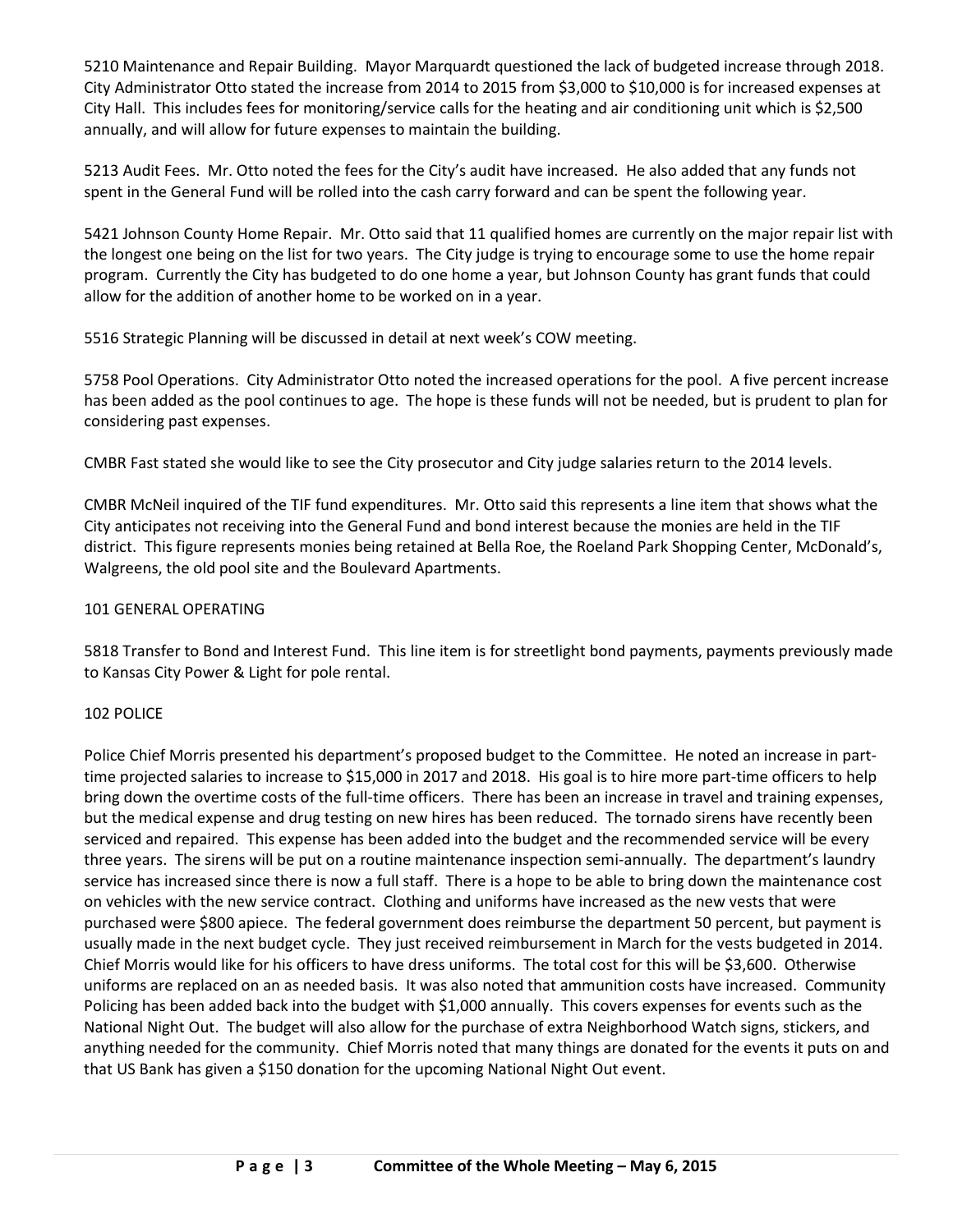5210 Maintenance and Repair Building. Mayor Marquardt questioned the lack of budgeted increase through 2018. City Administrator Otto stated the increase from 2014 to 2015 from $3,000 to $10,000 is for increased expenses at City Hall. This includes fees for monitoring/service calls for the heating and air conditioning unit which is $2,500 annually, and will allow for future expenses to maintain the building.

5213 Audit Fees. Mr. Otto noted the fees for the City's audit have increased. He also added that any funds not spent in the General Fund will be rolled into the cash carry forward and can be spent the following year.

5421 Johnson County Home Repair. Mr. Otto said that 11 qualified homes are currently on the major repair list with the longest one being on the list for two years. The City judge is trying to encourage some to use the home repair program. Currently the City has budgeted to do one home a year, but Johnson County has grant funds that could allow for the addition of another home to be worked on in a year.

5516 Strategic Planning will be discussed in detail at next week's COW meeting.

5758 Pool Operations. City Administrator Otto noted the increased operations for the pool. A five percent increase has been added as the pool continues to age. The hope is these funds will not be needed, but is prudent to plan for considering past expenses.

CMBR Fast stated she would like to see the City prosecutor and City judge salaries return to the 2014 levels.

CMBR McNeil inquired of the TIF fund expenditures. Mr. Otto said this represents a line item that shows what the City anticipates not receiving into the General Fund and bond interest because the monies are held in the TIF district. This figure represents monies being retained at Bella Roe, the Roeland Park Shopping Center, McDonald's, Walgreens, the old pool site and the Boulevard Apartments.

101 GENERAL OPERATING

5818 Transfer to Bond and Interest Fund. This line item is for streetlight bond payments, payments previously made to Kansas City Power & Light for pole rental.

102 POLICE

Police Chief Morris presented his department's proposed budget to the Committee. He noted an increase in part-time projected salaries to increase to $15,000 in 2017 and 2018. His goal is to hire more part-time officers to help bring down the overtime costs of the full-time officers. There has been an increase in travel and training expenses, but the medical expense and drug testing on new hires has been reduced. The tornado sirens have recently been serviced and repaired. This expense has been added into the budget and the recommended service will be every three years. The sirens will be put on a routine maintenance inspection semi-annually. The department's laundry service has increased since there is now a full staff. There is a hope to be able to bring down the maintenance cost on vehicles with the new service contract. Clothing and uniforms have increased as the new vests that were purchased were $800 apiece. The federal government does reimburse the department 50 percent, but payment is usually made in the next budget cycle. They just received reimbursement in March for the vests budgeted in 2014. Chief Morris would like for his officers to have dress uniforms. The total cost for this will be $3,600. Otherwise uniforms are replaced on an as needed basis. It was also noted that ammunition costs have increased. Community Policing has been added back into the budget with $1,000 annually. This covers expenses for events such as the National Night Out. The budget will also allow for the purchase of extra Neighborhood Watch signs, stickers, and anything needed for the community. Chief Morris noted that many things are donated for the events it puts on and that US Bank has given a $150 donation for the upcoming National Night Out event.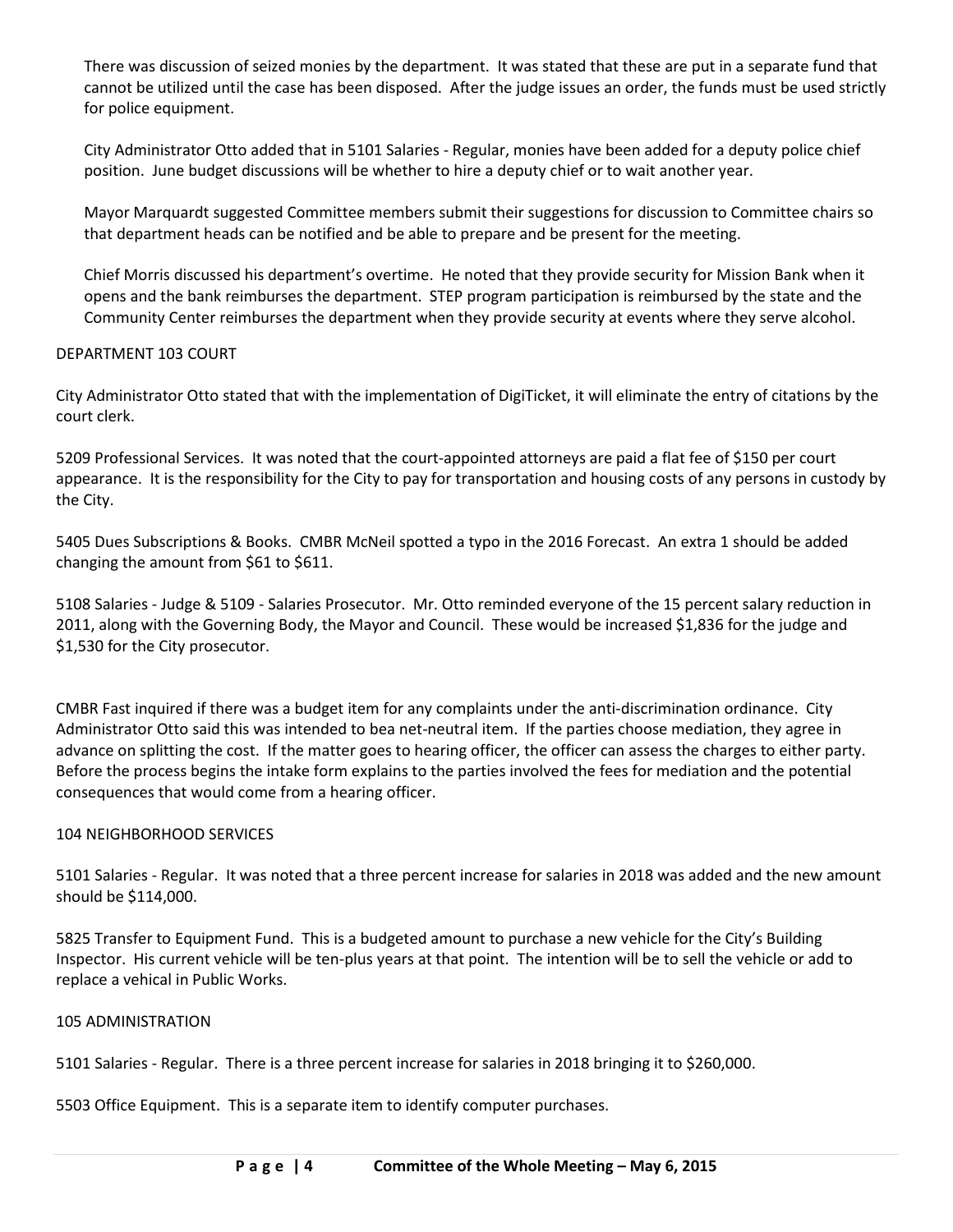There was discussion of seized monies by the department. It was stated that these are put in a separate fund that cannot be utilized until the case has been disposed. After the judge issues an order, the funds must be used strictly for police equipment.

City Administrator Otto added that in 5101 Salaries - Regular, monies have been added for a deputy police chief position. June budget discussions will be whether to hire a deputy chief or to wait another year.

Mayor Marquardt suggested Committee members submit their suggestions for discussion to Committee chairs so that department heads can be notified and be able to prepare and be present for the meeting.

Chief Morris discussed his department's overtime. He noted that they provide security for Mission Bank when it opens and the bank reimburses the department. STEP program participation is reimbursed by the state and the Community Center reimburses the department when they provide security at events where they serve alcohol.

DEPARTMENT 103 COURT

City Administrator Otto stated that with the implementation of DigiTicket, it will eliminate the entry of citations by the court clerk.

5209 Professional Services. It was noted that the court-appointed attorneys are paid a flat fee of $150 per court appearance. It is the responsibility for the City to pay for transportation and housing costs of any persons in custody by the City.

5405 Dues Subscriptions & Books. CMBR McNeil spotted a typo in the 2016 Forecast. An extra 1 should be added changing the amount from $61 to $611.

5108 Salaries - Judge & 5109 - Salaries Prosecutor. Mr. Otto reminded everyone of the 15 percent salary reduction in 2011, along with the Governing Body, the Mayor and Council. These would be increased $1,836 for the judge and $1,530 for the City prosecutor.

CMBR Fast inquired if there was a budget item for any complaints under the anti-discrimination ordinance. City Administrator Otto said this was intended to bea net-neutral item. If the parties choose mediation, they agree in advance on splitting the cost. If the matter goes to hearing officer, the officer can assess the charges to either party. Before the process begins the intake form explains to the parties involved the fees for mediation and the potential consequences that would come from a hearing officer.

104 NEIGHBORHOOD SERVICES

5101 Salaries - Regular. It was noted that a three percent increase for salaries in 2018 was added and the new amount should be $114,000.

5825 Transfer to Equipment Fund. This is a budgeted amount to purchase a new vehicle for the City's Building Inspector. His current vehicle will be ten-plus years at that point. The intention will be to sell the vehicle or add to replace a vehical in Public Works.

105 ADMINISTRATION

5101 Salaries - Regular. There is a three percent increase for salaries in 2018 bringing it to $260,000.

5503 Office Equipment. This is a separate item to identify computer purchases.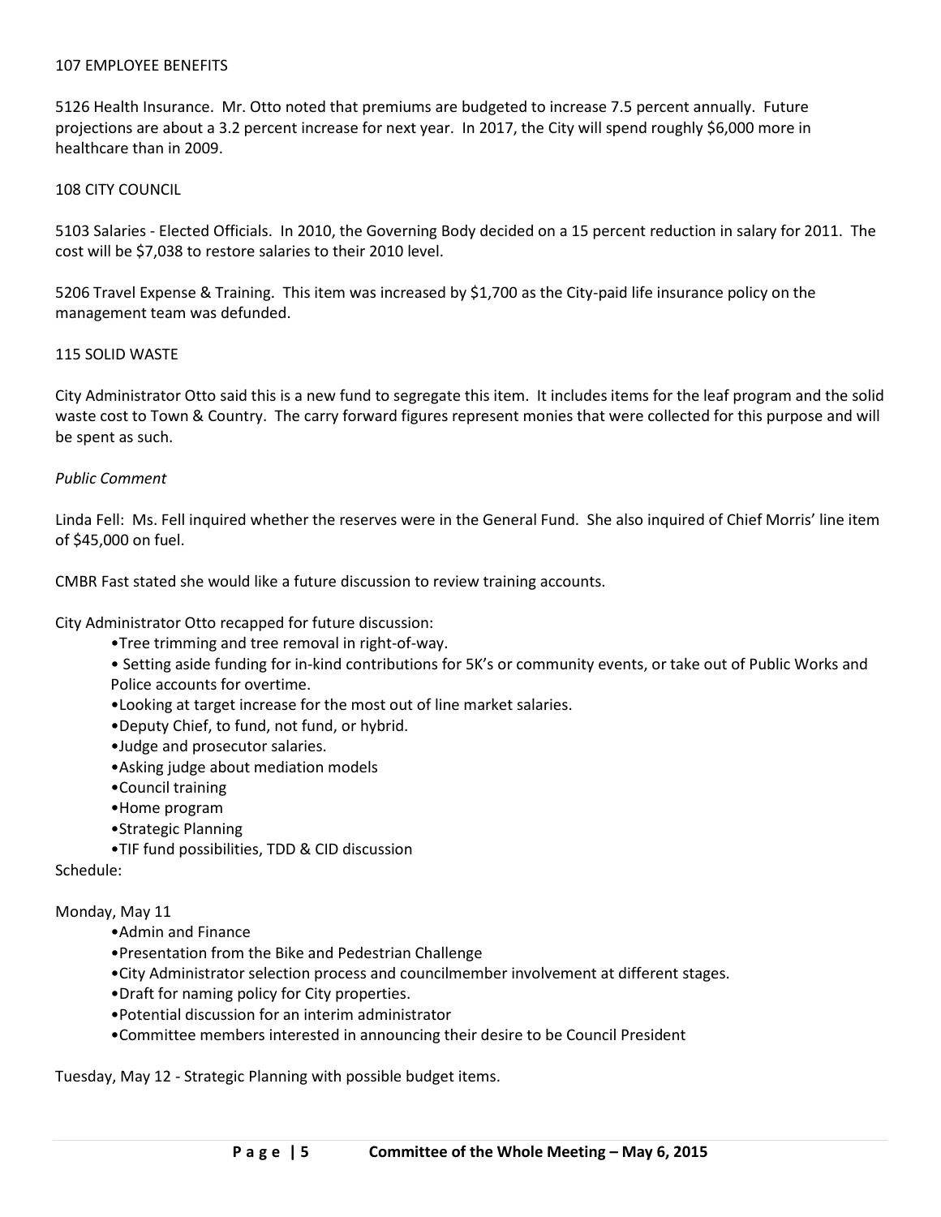107 EMPLOYEE BENEFITS

5126 Health Insurance. Mr. Otto noted that premiums are budgeted to increase 7.5 percent annually. Future projections are about a 3.2 percent increase for next year. In 2017, the City will spend roughly $6,000 more in healthcare than in 2009.

108 CITY COUNCIL

5103 Salaries - Elected Officials. In 2010, the Governing Body decided on a 15 percent reduction in salary for 2011. The cost will be $7,038 to restore salaries to their 2010 level.

5206 Travel Expense & Training. This item was increased by $1,700 as the City-paid life insurance policy on the management team was defunded.

115 SOLID WASTE

City Administrator Otto said this is a new fund to segregate this item. It includes items for the leaf program and the solid waste cost to Town & Country. The carry forward figures represent monies that were collected for this purpose and will be spent as such.

*Public Comment*

Linda Fell: Ms. Fell inquired whether the reserves were in the General Fund. She also inquired of Chief Morris' line item of $45,000 on fuel.

CMBR Fast stated she would like a future discussion to review training accounts.

City Administrator Otto recapped for future discussion:

- Tree trimming and tree removal in right-of-way.
- Setting aside funding for in-kind contributions for 5K's or community events, or take out of Public Works and Police accounts for overtime.
- Looking at target increase for the most out of line market salaries.
- Deputy Chief, to fund, not fund, or hybrid.
- Judge and prosecutor salaries.
- Asking judge about mediation models
- Council training
- Home program
- Strategic Planning
- TIF fund possibilities, TDD & CID discussion

Schedule:

Monday, May 11

- Admin and Finance
- Presentation from the Bike and Pedestrian Challenge
- City Administrator selection process and councilmember involvement at different stages.
- Draft for naming policy for City properties.
- Potential discussion for an interim administrator
- Committee members interested in announcing their desire to be Council President

Tuesday, May 12 - Strategic Planning with possible budget items.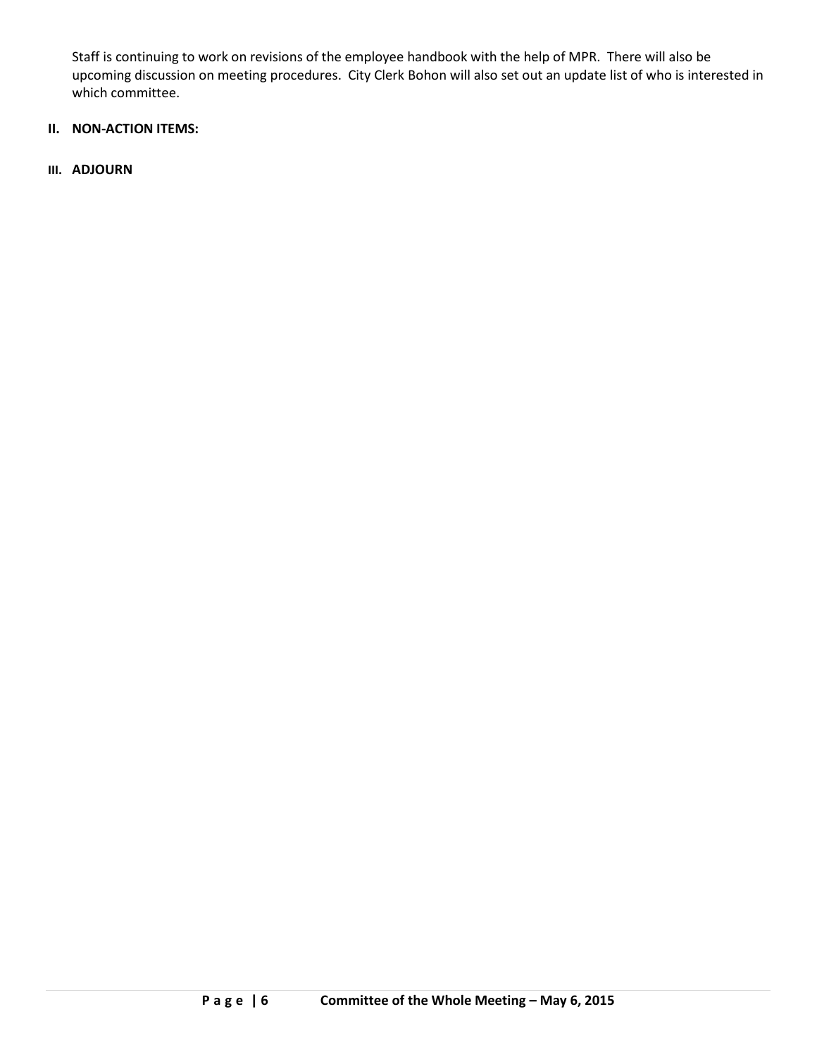Staff is continuing to work on revisions of the employee handbook with the help of MPR. There will also be upcoming discussion on meeting procedures. City Clerk Bohon will also set out an update list of who is interested in which committee.

## II. NON-ACTION ITEMS:

## III. ADJOURN